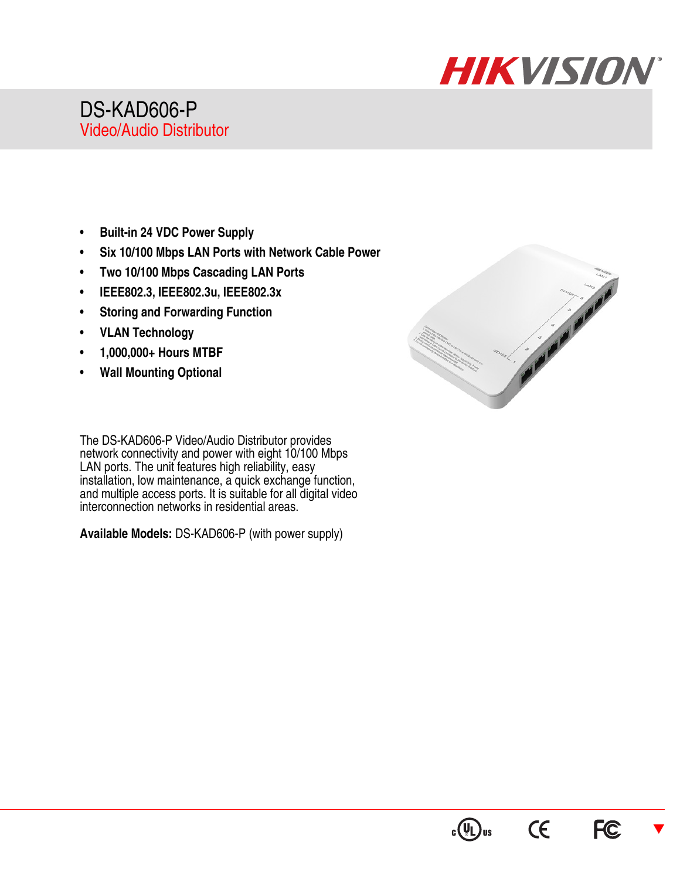# DS-KAD606-P

## Video/Audio Distributor

- Built-in 24 VDC Power Supply
- Six 10/100 Mbps LAN Ports with Network Cable Power
- Two 10/100 Mbps Cascading LAN Ports
- IEEE802.3, IEEE802.3u, IEEE802.3x
- Storing and Forwarding Function
- VLAN Technology
- 1,000,000+ Hours MTBF
- Wall Mounting Optional

The DS-KAD606-P Video/Audio Distributor provides network connectivity and power with eight 10/100 Mbps LAN ports. The unit features high reliability, easy installation, low maintenance, a quick exchange function, and multiple access ports. It is suitable for all digital video interconnection networks in residential areas.

**Available Models:** DS-KAD606-P (with power supply)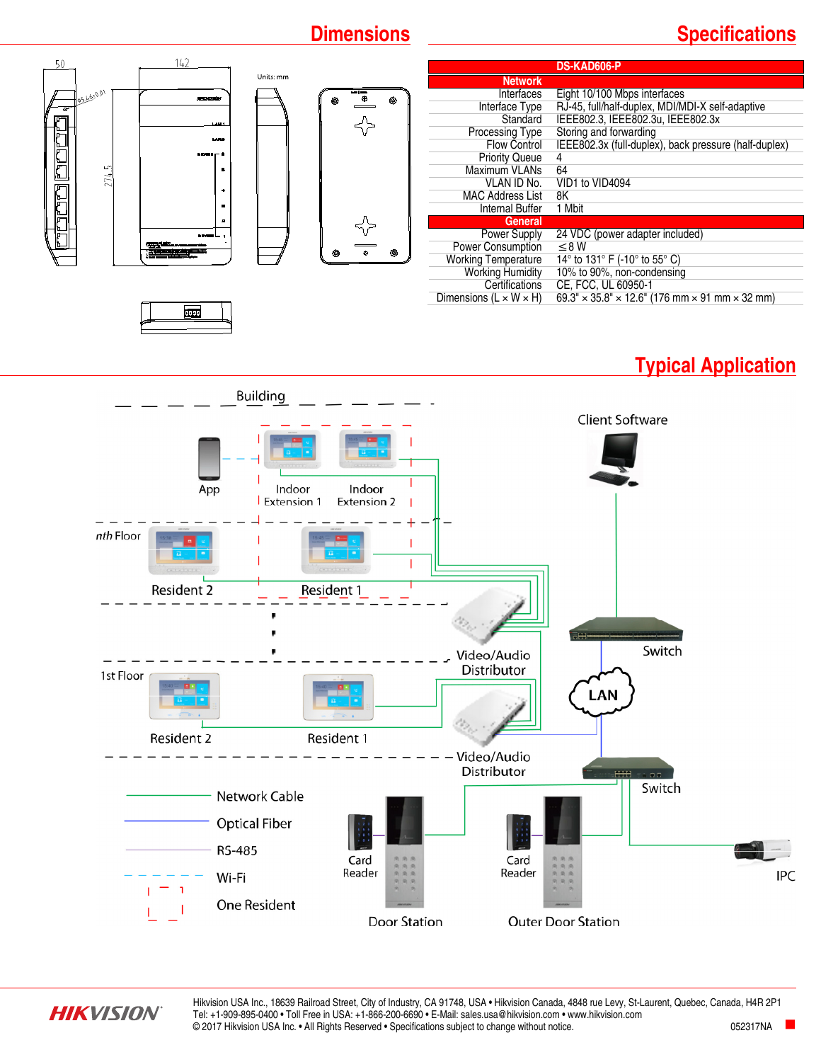## Dimensions

50

142

Units: mm

274.5

## Specifications

| DS-KAD606-P | |
|---|---|
| **Network** | |
| Interfaces | Eight 10/100 Mbps interfaces |
| Interface Type | RJ-45, full/half-duplex, MDI/MDI-X self-adaptive |
| Standard | IEEE802.3, IEEE802.3u, IEEE802.3x |
| Processing Type | Storing and forwarding |
| Flow Control | IEEE802.3x (full-duplex), back pressure (half-duplex) |
| Priority Queue | 4 |
| Maximum VLANs | 64 |
| VLAN ID No. | VID1 to VID4094 |
| MAC Address List | 8K |
| Internal Buffer | 1 Mbit |
| **General** | |
| Power Supply | 24 VDC (power adapter included) |
| Power Consumption | ≤8 W |
| Working Temperature | 14° to 131° F (-10° to 55° C) |
| Working Humidity | 10% to 90%, non-condensing |
| Certifications | CE, FCC, UL 60950-1 |
| Dimensions (L × W × H) | 69.3" × 35.8" × 12.6" (176 mm × 91 mm × 32 mm) |

## Typical Application

Building

App

Indoor Extension 1

Indoor Extension 2

Client Software

nth Floor

Resident 2

Resident 1

Video/Audio Distributor

Switch

LAN

1st Floor

Resident 2

Resident 1

Video/Audio Distributor

Switch

Network Cable

Optical Fiber

RS-485

Wi-Fi

One Resident

Card Reader

Door Station

Card Reader

Outer Door Station

IPC

HIKVISION

Hikvision USA Inc., 18639 Railroad Street, City of Industry, CA 91748, USA • Hikvision Canada, 4848 rue Levy, St-Laurent, Quebec, Canada, H4R 2P1
Tel: +1-909-895-0400 • Toll Free in USA: +1-866-200-6690 • E-Mail: sales.usa@hikvision.com • www.hikvision.com
© 2017 Hikvision USA Inc. • All Rights Reserved • Specifications subject to change without notice.

052317NA